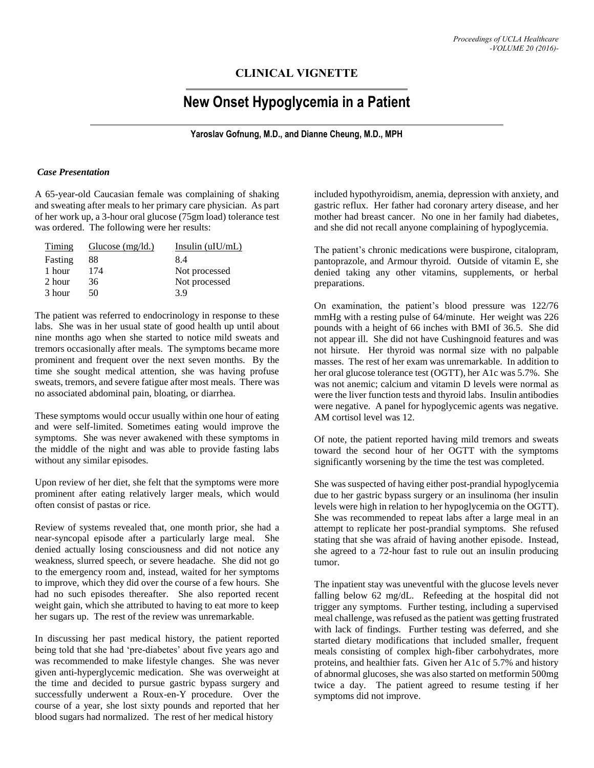# CLINICAL VIGNETTE

# New Onset Hypoglycemia in a Patient

**Yaroslav Gofnung, M.D., and Dianne Cheung, M.D., MPH**

### *Case Presentation*

A 65-year-old Caucasian female was complaining of shaking and sweating after meals to her primary care physician. As part of her work up, a 3-hour oral glucose (75gm load) tolerance test was ordered. The following were her results:

| Timing | Glucose (mg/ld.) | Insulin (uIU/mL) |
| --- | --- | --- |
| Fasting | 88 | 8.4 |
| 1 hour | 174 | Not processed |
| 2 hour | 36 | Not processed |
| 3 hour | 50 | 3.9 |

The patient was referred to endocrinology in response to these labs. She was in her usual state of good health up until about nine months ago when she started to notice mild sweats and tremors occasionally after meals. The symptoms became more prominent and frequent over the next seven months. By the time she sought medical attention, she was having profuse sweats, tremors, and severe fatigue after most meals. There was no associated abdominal pain, bloating, or diarrhea.

These symptoms would occur usually within one hour of eating and were self-limited. Sometimes eating would improve the symptoms. She was never awakened with these symptoms in the middle of the night and was able to provide fasting labs without any similar episodes.

Upon review of her diet, she felt that the symptoms were more prominent after eating relatively larger meals, which would often consist of pastas or rice.

Review of systems revealed that, one month prior, she had a near-syncopal episode after a particularly large meal. She denied actually losing consciousness and did not notice any weakness, slurred speech, or severe headache. She did not go to the emergency room and, instead, waited for her symptoms to improve, which they did over the course of a few hours. She had no such episodes thereafter. She also reported recent weight gain, which she attributed to having to eat more to keep her sugars up. The rest of the review was unremarkable.

In discussing her past medical history, the patient reported being told that she had 'pre-diabetes' about five years ago and was recommended to make lifestyle changes. She was never given anti-hyperglycemic medication. She was overweight at the time and decided to pursue gastric bypass surgery and successfully underwent a Roux-en-Y procedure. Over the course of a year, she lost sixty pounds and reported that her blood sugars had normalized. The rest of her medical history included hypothyroidism, anemia, depression with anxiety, and gastric reflux. Her father had coronary artery disease, and her mother had breast cancer. No one in her family had diabetes, and she did not recall anyone complaining of hypoglycemia.

The patient's chronic medications were buspirone, citalopram, pantoprazole, and Armour thyroid. Outside of vitamin E, she denied taking any other vitamins, supplements, or herbal preparations.

On examination, the patient's blood pressure was 122/76 mmHg with a resting pulse of 64/minute. Her weight was 226 pounds with a height of 66 inches with BMI of 36.5. She did not appear ill. She did not have Cushingnoid features and was not hirsute. Her thyroid was normal size with no palpable masses. The rest of her exam was unremarkable. In addition to her oral glucose tolerance test (OGTT), her A1c was 5.7%. She was not anemic; calcium and vitamin D levels were normal as were the liver function tests and thyroid labs. Insulin antibodies were negative. A panel for hypoglycemic agents was negative. AM cortisol level was 12.

Of note, the patient reported having mild tremors and sweats toward the second hour of her OGTT with the symptoms significantly worsening by the time the test was completed.

She was suspected of having either post-prandial hypoglycemia due to her gastric bypass surgery or an insulinoma (her insulin levels were high in relation to her hypoglycemia on the OGTT). She was recommended to repeat labs after a large meal in an attempt to replicate her post-prandial symptoms. She refused stating that she was afraid of having another episode. Instead, she agreed to a 72-hour fast to rule out an insulin producing tumor.

The inpatient stay was uneventful with the glucose levels never falling below 62 mg/dL. Refeeding at the hospital did not trigger any symptoms. Further testing, including a supervised meal challenge, was refused as the patient was getting frustrated with lack of findings. Further testing was deferred, and she started dietary modifications that included smaller, frequent meals consisting of complex high-fiber carbohydrates, more proteins, and healthier fats. Given her A1c of 5.7% and history of abnormal glucoses, she was also started on metformin 500mg twice a day. The patient agreed to resume testing if her symptoms did not improve.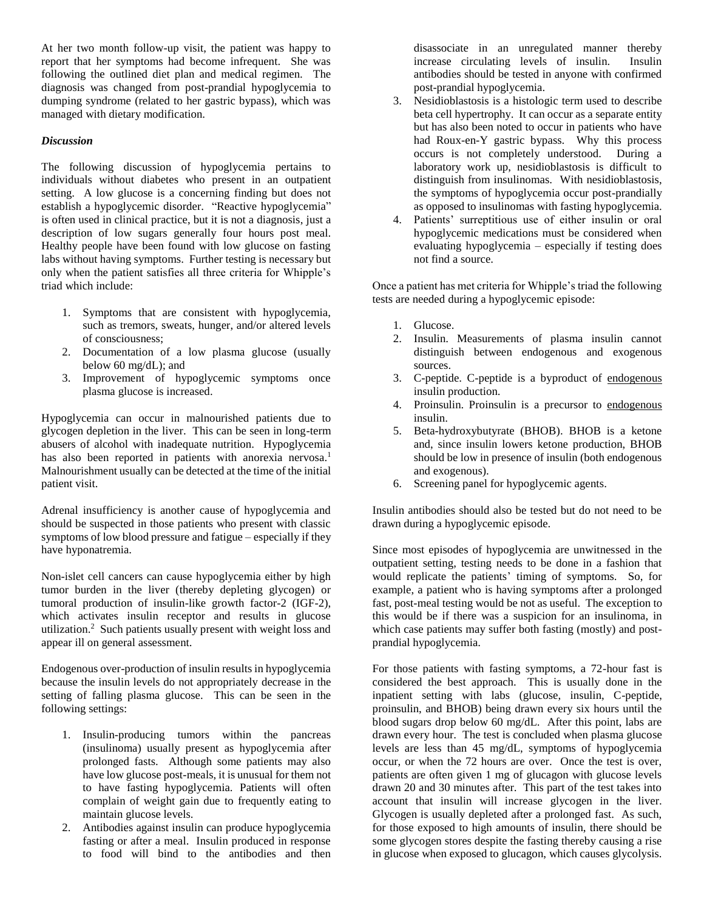At her two month follow-up visit, the patient was happy to report that her symptoms had become infrequent. She was following the outlined diet plan and medical regimen. The diagnosis was changed from post-prandial hypoglycemia to dumping syndrome (related to her gastric bypass), which was managed with dietary modification.

### *Discussion*

The following discussion of hypoglycemia pertains to individuals without diabetes who present in an outpatient setting. A low glucose is a concerning finding but does not establish a hypoglycemic disorder. "Reactive hypoglycemia" is often used in clinical practice, but it is not a diagnosis, just a description of low sugars generally four hours post meal. Healthy people have been found with low glucose on fasting labs without having symptoms. Further testing is necessary but only when the patient satisfies all three criteria for Whipple's triad which include:

1. Symptoms that are consistent with hypoglycemia, such as tremors, sweats, hunger, and/or altered levels of consciousness;
2. Documentation of a low plasma glucose (usually below 60 mg/dL); and
3. Improvement of hypoglycemic symptoms once plasma glucose is increased.

Hypoglycemia can occur in malnourished patients due to glycogen depletion in the liver. This can be seen in long-term abusers of alcohol with inadequate nutrition. Hypoglycemia has also been reported in patients with anorexia nervosa.[1] Malnourishment usually can be detected at the time of the initial patient visit.

Adrenal insufficiency is another cause of hypoglycemia and should be suspected in those patients who present with classic symptoms of low blood pressure and fatigue – especially if they have hyponatremia.

Non-islet cell cancers can cause hypoglycemia either by high tumor burden in the liver (thereby depleting glycogen) or tumoral production of insulin-like growth factor-2 (IGF-2), which activates insulin receptor and results in glucose utilization.[2] Such patients usually present with weight loss and appear ill on general assessment.

Endogenous over-production of insulin results in hypoglycemia because the insulin levels do not appropriately decrease in the setting of falling plasma glucose. This can be seen in the following settings:

1. Insulin-producing tumors within the pancreas (insulinoma) usually present as hypoglycemia after prolonged fasts. Although some patients may also have low glucose post-meals, it is unusual for them not to have fasting hypoglycemia. Patients will often complain of weight gain due to frequently eating to maintain glucose levels.
2. Antibodies against insulin can produce hypoglycemia fasting or after a meal. Insulin produced in response to food will bind to the antibodies and then disassociate in an unregulated manner thereby increase circulating levels of insulin. Insulin antibodies should be tested in anyone with confirmed post-prandial hypoglycemia.
3. Nesidioblastosis is a histologic term used to describe beta cell hypertrophy. It can occur as a separate entity but has also been noted to occur in patients who have had Roux-en-Y gastric bypass. Why this process occurs is not completely understood. During a laboratory work up, nesidioblastosis is difficult to distinguish from insulinomas. With nesidioblastosis, the symptoms of hypoglycemia occur post-prandially as opposed to insulinomas with fasting hypoglycemia.
4. Patients' surreptitious use of either insulin or oral hypoglycemic medications must be considered when evaluating hypoglycemia – especially if testing does not find a source.

Once a patient has met criteria for Whipple's triad the following tests are needed during a hypoglycemic episode:

1. Glucose.
2. Insulin. Measurements of plasma insulin cannot distinguish between endogenous and exogenous sources.
3. C-peptide. C-peptide is a byproduct of endogenous insulin production.
4. Proinsulin. Proinsulin is a precursor to endogenous insulin.
5. Beta-hydroxybutyrate (BHOB). BHOB is a ketone and, since insulin lowers ketone production, BHOB should be low in presence of insulin (both endogenous and exogenous).
6. Screening panel for hypoglycemic agents.

Insulin antibodies should also be tested but do not need to be drawn during a hypoglycemic episode.

Since most episodes of hypoglycemia are unwitnessed in the outpatient setting, testing needs to be done in a fashion that would replicate the patients' timing of symptoms. So, for example, a patient who is having symptoms after a prolonged fast, post-meal testing would be not as useful. The exception to this would be if there was a suspicion for an insulinoma, in which case patients may suffer both fasting (mostly) and post-prandial hypoglycemia.

For those patients with fasting symptoms, a 72-hour fast is considered the best approach. This is usually done in the inpatient setting with labs (glucose, insulin, C-peptide, proinsulin, and BHOB) being drawn every six hours until the blood sugars drop below 60 mg/dL. After this point, labs are drawn every hour. The test is concluded when plasma glucose levels are less than 45 mg/dL, symptoms of hypoglycemia occur, or when the 72 hours are over. Once the test is over, patients are often given 1 mg of glucagon with glucose levels drawn 20 and 30 minutes after. This part of the test takes into account that insulin will increase glycogen in the liver. Glycogen is usually depleted after a prolonged fast. As such, for those exposed to high amounts of insulin, there should be some glycogen stores despite the fasting thereby causing a rise in glucose when exposed to glucagon, which causes glycolysis.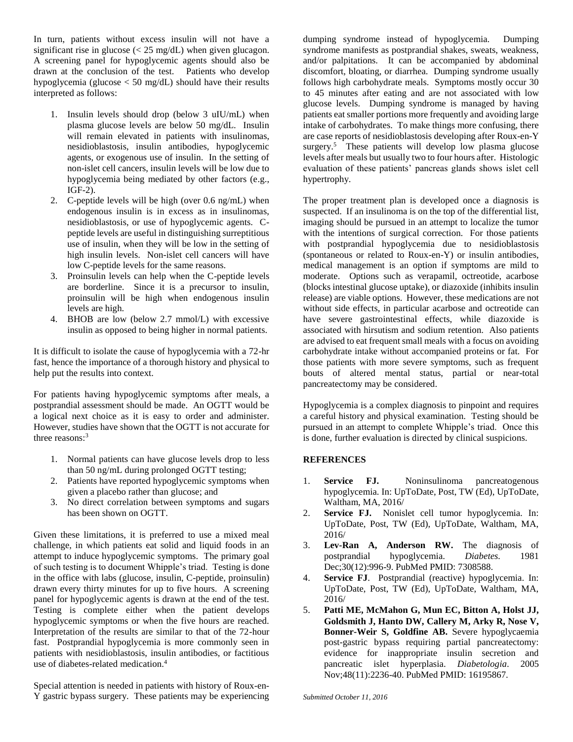In turn, patients without excess insulin will not have a significant rise in glucose (< 25 mg/dL) when given glucagon. A screening panel for hypoglycemic agents should also be drawn at the conclusion of the test. Patients who develop hypoglycemia (glucose < 50 mg/dL) should have their results interpreted as follows:

1. Insulin levels should drop (below 3 uIU/mL) when plasma glucose levels are below 50 mg/dL. Insulin will remain elevated in patients with insulinomas, nesidioblastosis, insulin antibodies, hypoglycemic agents, or exogenous use of insulin. In the setting of non-islet cell cancers, insulin levels will be low due to hypoglycemia being mediated by other factors (e.g., IGF-2).
2. C-peptide levels will be high (over 0.6 ng/mL) when endogenous insulin is in excess as in insulinomas, nesidioblastosis, or use of hypoglycemic agents. C-peptide levels are useful in distinguishing surreptitious use of insulin, when they will be low in the setting of high insulin levels. Non-islet cell cancers will have low C-peptide levels for the same reasons.
3. Proinsulin levels can help when the C-peptide levels are borderline. Since it is a precursor to insulin, proinsulin will be high when endogenous insulin levels are high.
4. BHOB are low (below 2.7 mmol/L) with excessive insulin as opposed to being higher in normal patients.

It is difficult to isolate the cause of hypoglycemia with a 72-hr fast, hence the importance of a thorough history and physical to help put the results into context.

For patients having hypoglycemic symptoms after meals, a postprandial assessment should be made. An OGTT would be a logical next choice as it is easy to order and administer. However, studies have shown that the OGTT is not accurate for three reasons:[3]

1. Normal patients can have glucose levels drop to less than 50 ng/mL during prolonged OGTT testing;
2. Patients have reported hypoglycemic symptoms when given a placebo rather than glucose; and
3. No direct correlation between symptoms and sugars has been shown on OGTT.

Given these limitations, it is preferred to use a mixed meal challenge, in which patients eat solid and liquid foods in an attempt to induce hypoglycemic symptoms. The primary goal of such testing is to document Whipple's triad. Testing is done in the office with labs (glucose, insulin, C-peptide, proinsulin) drawn every thirty minutes for up to five hours. A screening panel for hypoglycemic agents is drawn at the end of the test. Testing is complete either when the patient develops hypoglycemic symptoms or when the five hours are reached. Interpretation of the results are similar to that of the 72-hour fast. Postprandial hypoglycemia is more commonly seen in patients with nesidioblastosis, insulin antibodies, or factitious use of diabetes-related medication.[4]

Special attention is needed in patients with history of Roux-en-Y gastric bypass surgery. These patients may be experiencing dumping syndrome instead of hypoglycemia. Dumping syndrome manifests as postprandial shakes, sweats, weakness, and/or palpitations. It can be accompanied by abdominal discomfort, bloating, or diarrhea. Dumping syndrome usually follows high carbohydrate meals. Symptoms mostly occur 30 to 45 minutes after eating and are not associated with low glucose levels. Dumping syndrome is managed by having patients eat smaller portions more frequently and avoiding large intake of carbohydrates. To make things more confusing, there are case reports of nesidioblastosis developing after Roux-en-Y surgery.[5] These patients will develop low plasma glucose levels after meals but usually two to four hours after. Histologic evaluation of these patients' pancreas glands shows islet cell hypertrophy.

The proper treatment plan is developed once a diagnosis is suspected. If an insulinoma is on the top of the differential list, imaging should be pursued in an attempt to localize the tumor with the intentions of surgical correction. For those patients with postprandial hypoglycemia due to nesidioblastosis (spontaneous or related to Roux-en-Y) or insulin antibodies, medical management is an option if symptoms are mild to moderate. Options such as verapamil, octreotide, acarbose (blocks intestinal glucose uptake), or diazoxide (inhibits insulin release) are viable options. However, these medications are not without side effects, in particular acarbose and octreotide can have severe gastrointestinal effects, while diazoxide is associated with hirsutism and sodium retention. Also patients are advised to eat frequent small meals with a focus on avoiding carbohydrate intake without accompanied proteins or fat. For those patients with more severe symptoms, such as frequent bouts of altered mental status, partial or near-total pancreatectomy may be considered.

Hypoglycemia is a complex diagnosis to pinpoint and requires a careful history and physical examination. Testing should be pursued in an attempt to complete Whipple's triad. Once this is done, further evaluation is directed by clinical suspicions.

## REFERENCES

1. **Service FJ.** Noninsulinoma pancreatogenous hypoglycemia. In: UpToDate, Post, TW (Ed), UpToDate, Waltham, MA, 2016/
2. **Service FJ.** Nonislet cell tumor hypoglycemia. In: UpToDate, Post, TW (Ed), UpToDate, Waltham, MA, 2016/
3. **Lev-Ran A, Anderson RW.** The diagnosis of postprandial hypoglycemia. *Diabetes.* 1981 Dec;30(12):996-9. PubMed PMID: 7308588.
4. **Service FJ**. Postprandial (reactive) hypoglycemia. In: UpToDate, Post, TW (Ed), UpToDate, Waltham, MA, 2016/
5. **Patti ME, McMahon G, Mun EC, Bitton A, Holst JJ, Goldsmith J, Hanto DW, Callery M, Arky R, Nose V, Bonner-Weir S, Goldfine AB.** Severe hypoglycaemia post-gastric bypass requiring partial pancreatectomy: evidence for inappropriate insulin secretion and pancreatic islet hyperplasia. *Diabetologia*. 2005 Nov;48(11):2236-40. PubMed PMID: 16195867.

*Submitted October 11, 2016*